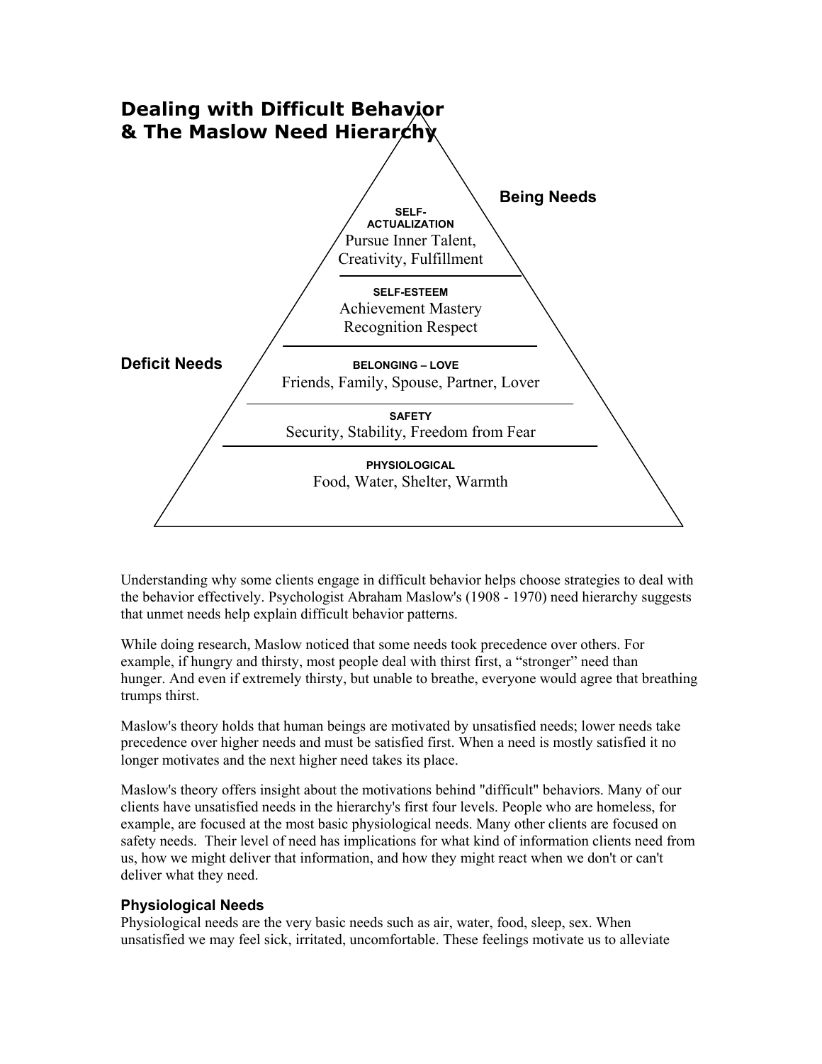# Dealing with Difficult Behavior & The Maslow Need Hierarchy

**Being Needs**

**SELF-ACTUALIZATION**
Pursue Inner Talent, Creativity, Fulfillment

**SELF-ESTEEM**
Achievement Mastery
Recognition Respect

**Deficit Needs**

**BELONGING – LOVE**
Friends, Family, Spouse, Partner, Lover

**SAFETY**
Security, Stability, Freedom from Fear

**PHYSIOLOGICAL**
Food, Water, Shelter, Warmth

Understanding why some clients engage in difficult behavior helps choose strategies to deal with the behavior effectively. Psychologist Abraham Maslow's (1908 - 1970) need hierarchy suggests that unmet needs help explain difficult behavior patterns.

While doing research, Maslow noticed that some needs took precedence over others. For example, if hungry and thirsty, most people deal with thirst first, a "stronger" need than hunger. And even if extremely thirsty, but unable to breathe, everyone would agree that breathing trumps thirst.

Maslow's theory holds that human beings are motivated by unsatisfied needs; lower needs take precedence over higher needs and must be satisfied first. When a need is mostly satisfied it no longer motivates and the next higher need takes its place.

Maslow's theory offers insight about the motivations behind "difficult" behaviors. Many of our clients have unsatisfied needs in the hierarchy's first four levels. People who are homeless, for example, are focused at the most basic physiological needs. Many other clients are focused on safety needs. Their level of need has implications for what kind of information clients need from us, how we might deliver that information, and how they might react when we don't or can't deliver what they need.

### Physiological Needs

Physiological needs are the very basic needs such as air, water, food, sleep, sex. When unsatisfied we may feel sick, irritated, uncomfortable. These feelings motivate us to alleviate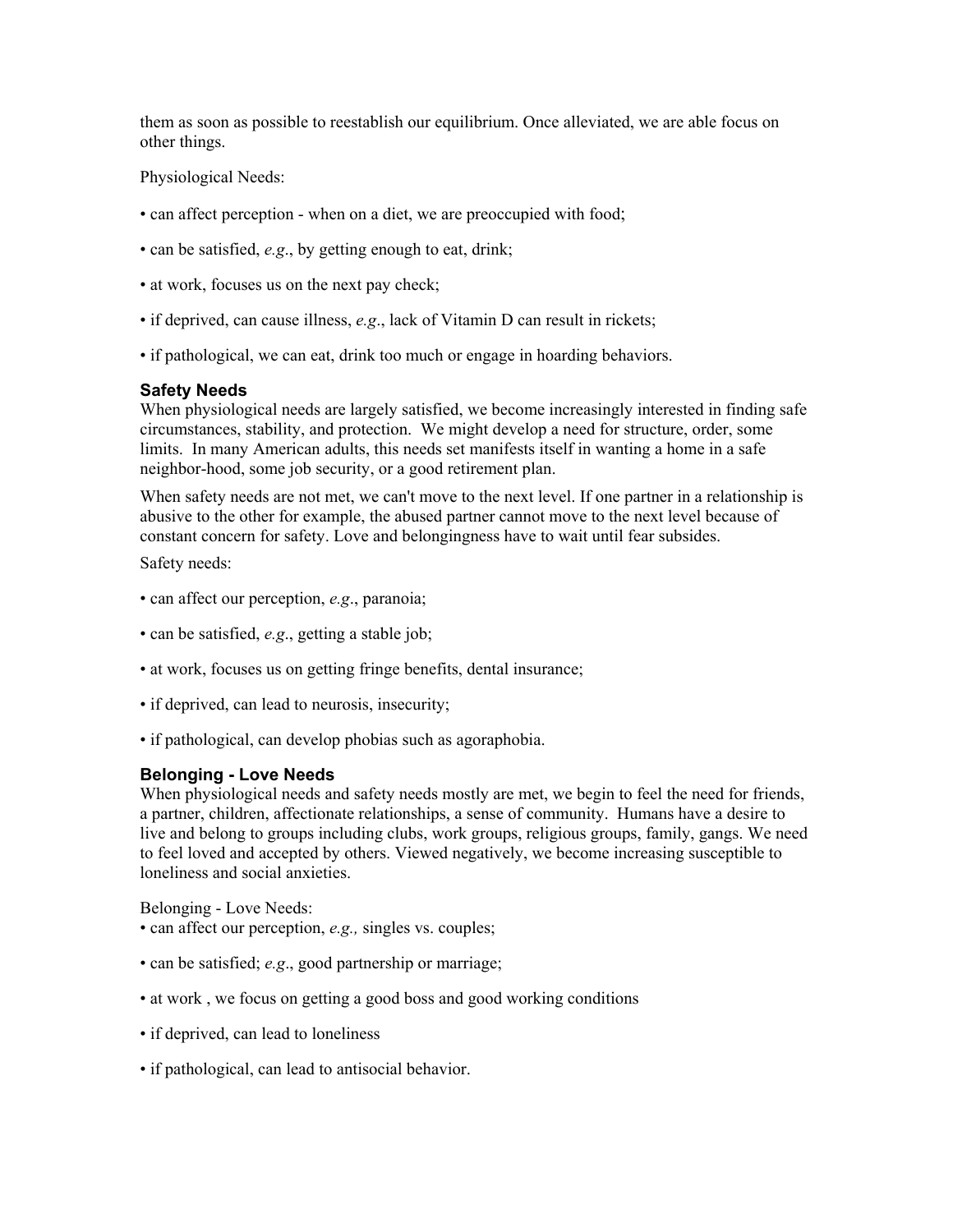them as soon as possible to reestablish our equilibrium. Once alleviated, we are able focus on other things.

Physiological Needs:

- can affect perception - when on a diet, we are preoccupied with food;
- can be satisfied, *e.g*., by getting enough to eat, drink;
- at work, focuses us on the next pay check;
- if deprived, can cause illness, *e.g*., lack of Vitamin D can result in rickets;
- if pathological, we can eat, drink too much or engage in hoarding behaviors.

### Safety Needs

When physiological needs are largely satisfied, we become increasingly interested in finding safe circumstances, stability, and protection. We might develop a need for structure, order, some limits. In many American adults, this needs set manifests itself in wanting a home in a safe neighbor-hood, some job security, or a good retirement plan.

When safety needs are not met, we can't move to the next level. If one partner in a relationship is abusive to the other for example, the abused partner cannot move to the next level because of constant concern for safety. Love and belongingness have to wait until fear subsides.

Safety needs:

- can affect our perception, *e.g*., paranoia;
- can be satisfied, *e.g*., getting a stable job;
- at work, focuses us on getting fringe benefits, dental insurance;
- if deprived, can lead to neurosis, insecurity;
- if pathological, can develop phobias such as agoraphobia.

### Belonging - Love Needs

When physiological needs and safety needs mostly are met, we begin to feel the need for friends, a partner, children, affectionate relationships, a sense of community. Humans have a desire to live and belong to groups including clubs, work groups, religious groups, family, gangs. We need to feel loved and accepted by others. Viewed negatively, we become increasing susceptible to loneliness and social anxieties.

Belonging - Love Needs:

- can affect our perception, *e.g.,* singles vs. couples;
- can be satisfied; *e.g*., good partnership or marriage;
- at work , we focus on getting a good boss and good working conditions
- if deprived, can lead to loneliness
- if pathological, can lead to antisocial behavior.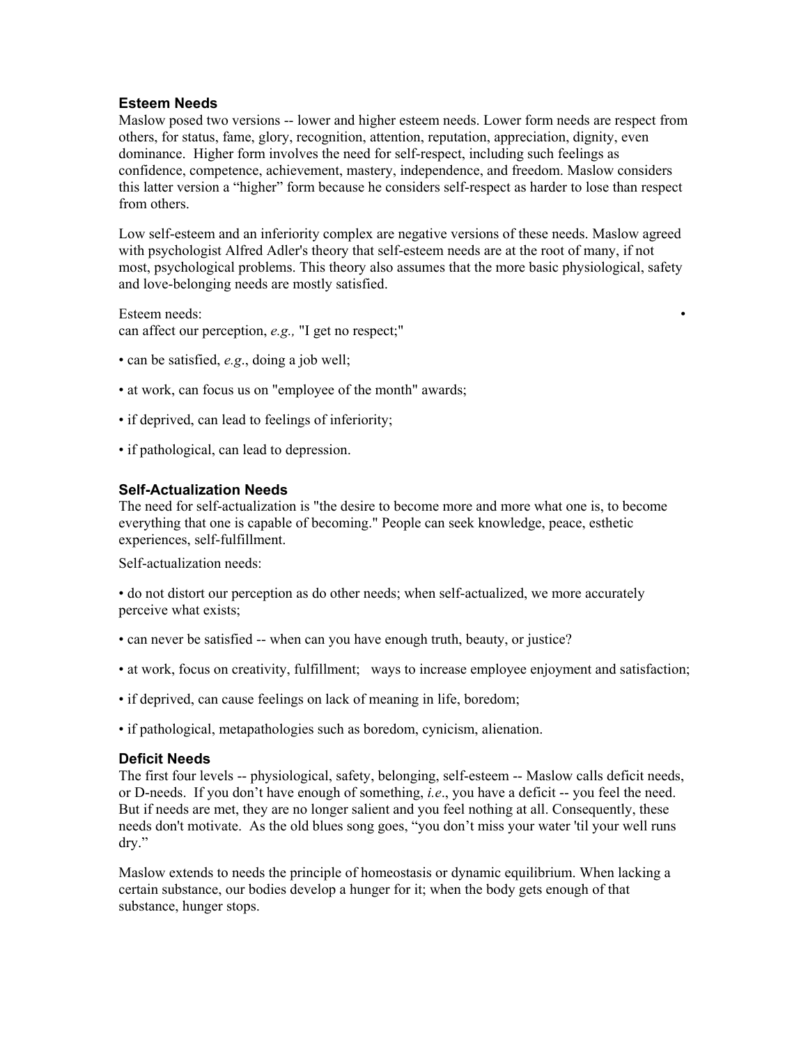### Esteem Needs

Maslow posed two versions -- lower and higher esteem needs. Lower form needs are respect from others, for status, fame, glory, recognition, attention, reputation, appreciation, dignity, even dominance. Higher form involves the need for self-respect, including such feelings as confidence, competence, achievement, mastery, independence, and freedom. Maslow considers this latter version a "higher" form because he considers self-respect as harder to lose than respect from others.

Low self-esteem and an inferiority complex are negative versions of these needs. Maslow agreed with psychologist Alfred Adler's theory that self-esteem needs are at the root of many, if not most, psychological problems. This theory also assumes that the more basic physiological, safety and love-belonging needs are mostly satisfied.

Esteem needs:

- can affect our perception, *e.g.,* "I get no respect;"
- can be satisfied, *e.g*., doing a job well;
- at work, can focus us on "employee of the month" awards;
- if deprived, can lead to feelings of inferiority;
- if pathological, can lead to depression.

### Self-Actualization Needs

The need for self-actualization is "the desire to become more and more what one is, to become everything that one is capable of becoming." People can seek knowledge, peace, esthetic experiences, self-fulfillment.

Self-actualization needs:

- do not distort our perception as do other needs; when self-actualized, we more accurately perceive what exists;
- can never be satisfied -- when can you have enough truth, beauty, or justice?
- at work, focus on creativity, fulfillment; ways to increase employee enjoyment and satisfaction;
- if deprived, can cause feelings on lack of meaning in life, boredom;
- if pathological, metapathologies such as boredom, cynicism, alienation.

### Deficit Needs

The first four levels -- physiological, safety, belonging, self-esteem -- Maslow calls deficit needs, or D-needs. If you don't have enough of something, *i.e*., you have a deficit -- you feel the need. But if needs are met, they are no longer salient and you feel nothing at all. Consequently, these needs don't motivate. As the old blues song goes, "you don't miss your water 'til your well runs dry."

Maslow extends to needs the principle of homeostasis or dynamic equilibrium. When lacking a certain substance, our bodies develop a hunger for it; when the body gets enough of that substance, hunger stops.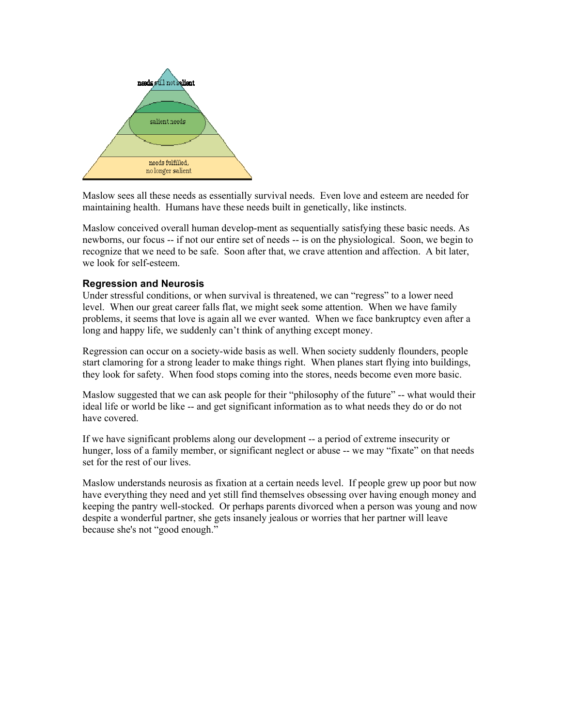needs still not salient

salient needs

needs fulfilled, no longer salient

Maslow sees all these needs as essentially survival needs. Even love and esteem are needed for maintaining health. Humans have these needs built in genetically, like instincts.

Maslow conceived overall human develop-ment as sequentially satisfying these basic needs. As newborns, our focus -- if not our entire set of needs -- is on the physiological. Soon, we begin to recognize that we need to be safe. Soon after that, we crave attention and affection. A bit later, we look for self-esteem.

### Regression and Neurosis

Under stressful conditions, or when survival is threatened, we can "regress" to a lower need level. When our great career falls flat, we might seek some attention. When we have family problems, it seems that love is again all we ever wanted. When we face bankruptcy even after a long and happy life, we suddenly can't think of anything except money.

Regression can occur on a society-wide basis as well. When society suddenly flounders, people start clamoring for a strong leader to make things right. When planes start flying into buildings, they look for safety. When food stops coming into the stores, needs become even more basic.

Maslow suggested that we can ask people for their "philosophy of the future" -- what would their ideal life or world be like -- and get significant information as to what needs they do or do not have covered.

If we have significant problems along our development -- a period of extreme insecurity or hunger, loss of a family member, or significant neglect or abuse -- we may "fixate" on that needs set for the rest of our lives.

Maslow understands neurosis as fixation at a certain needs level. If people grew up poor but now have everything they need and yet still find themselves obsessing over having enough money and keeping the pantry well-stocked. Or perhaps parents divorced when a person was young and now despite a wonderful partner, she gets insanely jealous or worries that her partner will leave because she's not "good enough."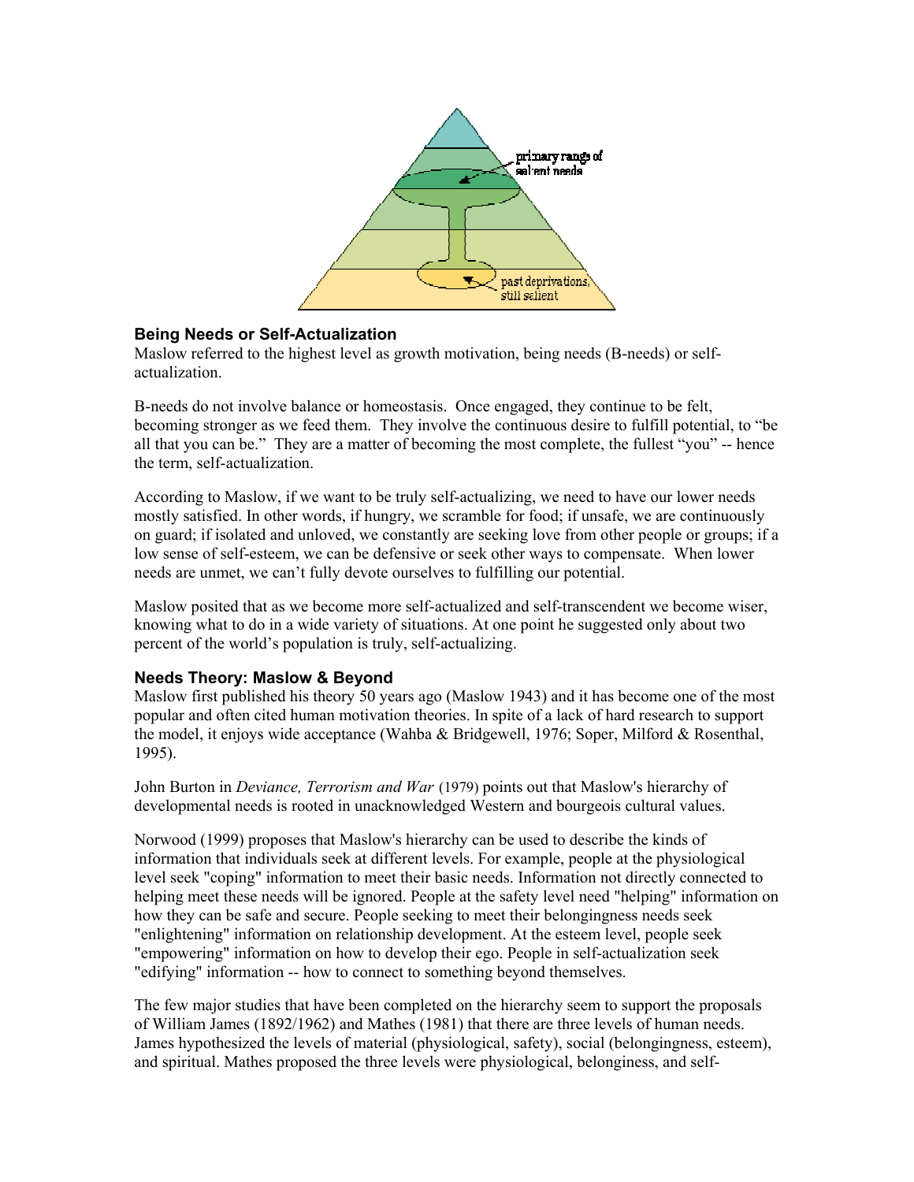## Being Needs or Self-Actualization

Maslow referred to the highest level as growth motivation, being needs (B-needs) or self-actualization.

B-needs do not involve balance or homeostasis. Once engaged, they continue to be felt, becoming stronger as we feed them. They involve the continuous desire to fulfill potential, to "be all that you can be." They are a matter of becoming the most complete, the fullest "you" -- hence the term, self-actualization.

According to Maslow, if we want to be truly self-actualizing, we need to have our lower needs mostly satisfied. In other words, if hungry, we scramble for food; if unsafe, we are continuously on guard; if isolated and unloved, we constantly are seeking love from other people or groups; if a low sense of self-esteem, we can be defensive or seek other ways to compensate. When lower needs are unmet, we can't fully devote ourselves to fulfilling our potential.

Maslow posited that as we become more self-actualized and self-transcendent we become wiser, knowing what to do in a wide variety of situations. At one point he suggested only about two percent of the world's population is truly, self-actualizing.

## Needs Theory: Maslow & Beyond

Maslow first published his theory 50 years ago (Maslow 1943) and it has become one of the most popular and often cited human motivation theories. In spite of a lack of hard research to support the model, it enjoys wide acceptance (Wahba & Bridgewell, 1976; Soper, Milford & Rosenthal, 1995).

John Burton in *Deviance, Terrorism and War* (1979) points out that Maslow's hierarchy of developmental needs is rooted in unacknowledged Western and bourgeois cultural values.

Norwood (1999) proposes that Maslow's hierarchy can be used to describe the kinds of information that individuals seek at different levels. For example, people at the physiological level seek "coping" information to meet their basic needs. Information not directly connected to helping meet these needs will be ignored. People at the safety level need "helping" information on how they can be safe and secure. People seeking to meet their belongingness needs seek "enlightening" information on relationship development. At the esteem level, people seek "empowering" information on how to develop their ego. People in self-actualization seek "edifying" information -- how to connect to something beyond themselves.

The few major studies that have been completed on the hierarchy seem to support the proposals of William James (1892/1962) and Mathes (1981) that there are three levels of human needs. James hypothesized the levels of material (physiological, safety), social (belongingness, esteem), and spiritual. Mathes proposed the three levels were physiological, belonginess, and self-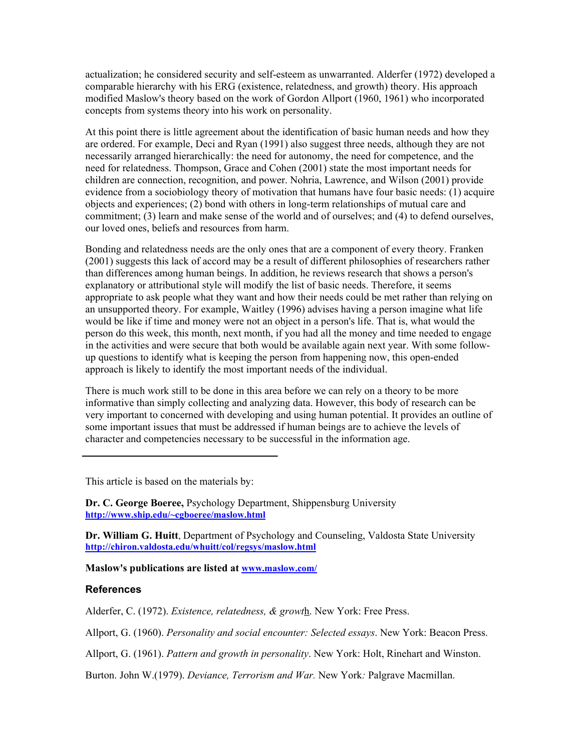actualization; he considered security and self-esteem as unwarranted. Alderfer (1972) developed a comparable hierarchy with his ERG (existence, relatedness, and growth) theory. His approach modified Maslow's theory based on the work of Gordon Allport (1960, 1961) who incorporated concepts from systems theory into his work on personality.

At this point there is little agreement about the identification of basic human needs and how they are ordered. For example, Deci and Ryan (1991) also suggest three needs, although they are not necessarily arranged hierarchically: the need for autonomy, the need for competence, and the need for relatedness. Thompson, Grace and Cohen (2001) state the most important needs for children are connection, recognition, and power. Nohria, Lawrence, and Wilson (2001) provide evidence from a sociobiology theory of motivation that humans have four basic needs: (1) acquire objects and experiences; (2) bond with others in long-term relationships of mutual care and commitment; (3) learn and make sense of the world and of ourselves; and (4) to defend ourselves, our loved ones, beliefs and resources from harm.

Bonding and relatedness needs are the only ones that are a component of every theory. Franken (2001) suggests this lack of accord may be a result of different philosophies of researchers rather than differences among human beings. In addition, he reviews research that shows a person's explanatory or attributional style will modify the list of basic needs. Therefore, it seems appropriate to ask people what they want and how their needs could be met rather than relying on an unsupported theory. For example, Waitley (1996) advises having a person imagine what life would be like if time and money were not an object in a person's life. That is, what would the person do this week, this month, next month, if you had all the money and time needed to engage in the activities and were secure that both would be available again next year. With some follow-up questions to identify what is keeping the person from happening now, this open-ended approach is likely to identify the most important needs of the individual.

There is much work still to be done in this area before we can rely on a theory to be more informative than simply collecting and analyzing data. However, this body of research can be very important to concerned with developing and using human potential. It provides an outline of some important issues that must be addressed if human beings are to achieve the levels of character and competencies necessary to be successful in the information age.

---

This article is based on the materials by:

**Dr. C. George Boeree,** Psychology Department, Shippensburg University
**[http://www.ship.edu/~cgboeree/maslow.html](http://www.ship.edu/~cgboeree/maslow.html)**

**Dr. William G. Huitt**, Department of Psychology and Counseling, Valdosta State University
**[http://chiron.valdosta.edu/whuitt/col/regsys/maslow.html](http://chiron.valdosta.edu/whuitt/col/regsys/maslow.html)**

**Maslow's publications are listed at [www.maslow.com/](http://www.maslow.com/)**

### References

Alderfer, C. (1972). *Existence, relatedness, & growth*. New York: Free Press.

Allport, G. (1960). *Personality and social encounter: Selected essays*. New York: Beacon Press.

Allport, G. (1961). *Pattern and growth in personality*. New York: Holt, Rinehart and Winston.

Burton. John W.(1979). *Deviance, Terrorism and War.* New York*:* Palgrave Macmillan.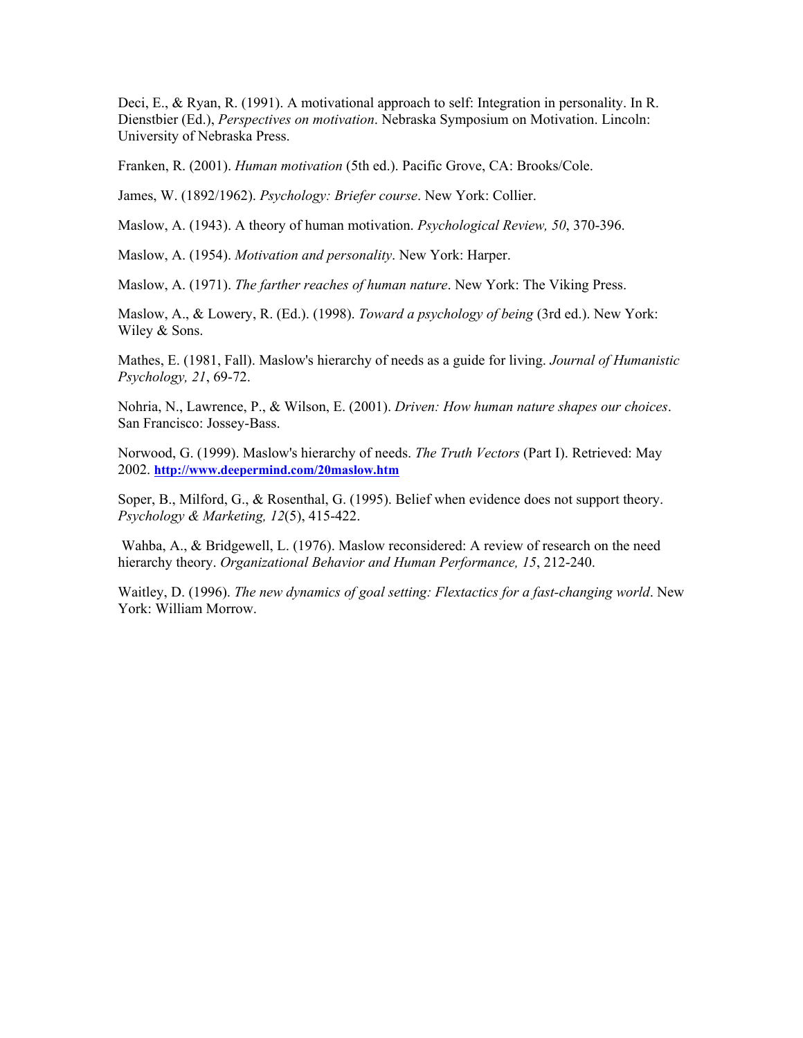Deci, E., & Ryan, R. (1991). A motivational approach to self: Integration in personality. In R. Dienstbier (Ed.), *Perspectives on motivation*. Nebraska Symposium on Motivation. Lincoln: University of Nebraska Press.

Franken, R. (2001). *Human motivation* (5th ed.). Pacific Grove, CA: Brooks/Cole.

James, W. (1892/1962). *Psychology: Briefer course*. New York: Collier.

Maslow, A. (1943). A theory of human motivation. *Psychological Review, 50*, 370-396.

Maslow, A. (1954). *Motivation and personality*. New York: Harper.

Maslow, A. (1971). *The farther reaches of human nature*. New York: The Viking Press.

Maslow, A., & Lowery, R. (Ed.). (1998). *Toward a psychology of being* (3rd ed.). New York: Wiley & Sons.

Mathes, E. (1981, Fall). Maslow's hierarchy of needs as a guide for living. *Journal of Humanistic Psychology, 21*, 69-72.

Nohria, N., Lawrence, P., & Wilson, E. (2001). *Driven: How human nature shapes our choices*. San Francisco: Jossey-Bass.

Norwood, G. (1999). Maslow's hierarchy of needs. *The Truth Vectors* (Part I). Retrieved: May 2002. **http://www.deepermind.com/20maslow.htm**

Soper, B., Milford, G., & Rosenthal, G. (1995). Belief when evidence does not support theory. *Psychology & Marketing, 12*(5), 415-422.

Wahba, A., & Bridgewell, L. (1976). Maslow reconsidered: A review of research on the need hierarchy theory. *Organizational Behavior and Human Performance, 15*, 212-240.

Waitley, D. (1996). *The new dynamics of goal setting: Flextactics for a fast-changing world*. New York: William Morrow.